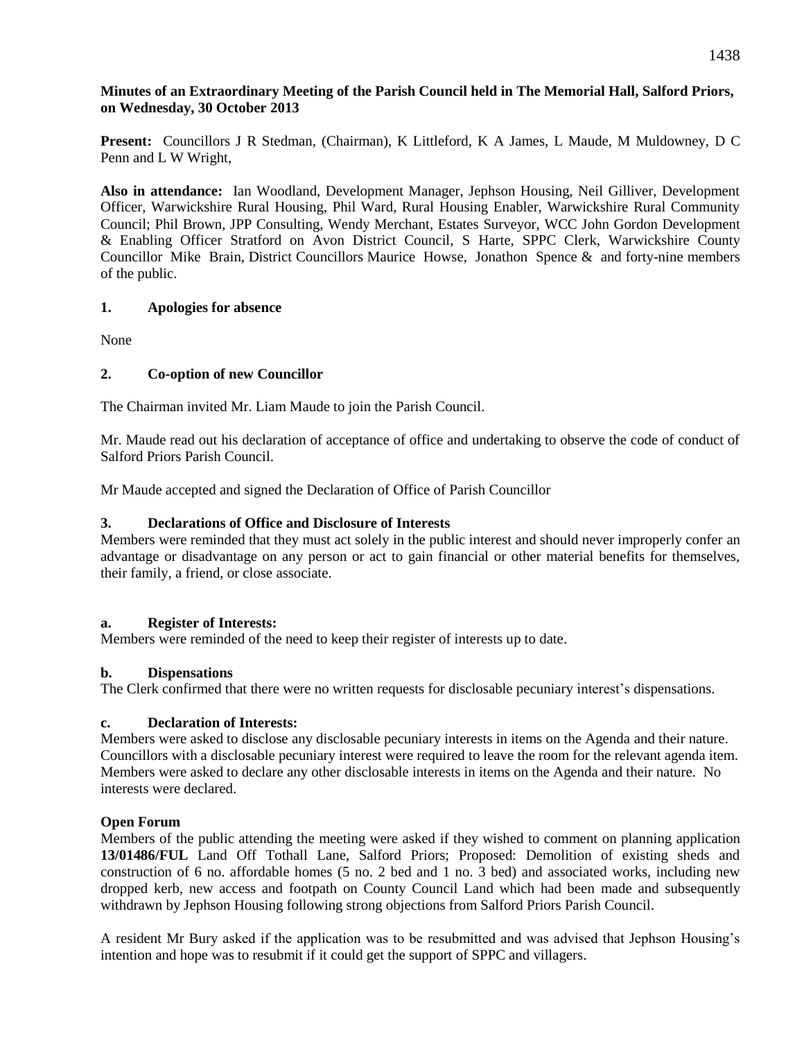**Minutes of an Extraordinary Meeting of the Parish Council held in The Memorial Hall, Salford Priors, on Wednesday, 30 October 2013**

**Present:** Councillors J R Stedman, (Chairman), K Littleford, K A James, L Maude, M Muldowney, D C Penn and L W Wright,

**Also in attendance:** Ian Woodland, Development Manager, Jephson Housing, Neil Gilliver, Development Officer, Warwickshire Rural Housing, Phil Ward, Rural Housing Enabler, Warwickshire Rural Community Council; Phil Brown, JPP Consulting, Wendy Merchant, Estates Surveyor, WCC John Gordon Development & Enabling Officer Stratford on Avon District Council, S Harte, SPPC Clerk, Warwickshire County Councillor Mike Brain, District Councillors Maurice Howse, Jonathon Spence & and forty-nine members of the public.

## 1. Apologies for absence

None

## 2. Co-option of new Councillor

The Chairman invited Mr. Liam Maude to join the Parish Council.

Mr. Maude read out his declaration of acceptance of office and undertaking to observe the code of conduct of Salford Priors Parish Council.

Mr Maude accepted and signed the Declaration of Office of Parish Councillor

## 3. Declarations of Office and Disclosure of Interests

Members were reminded that they must act solely in the public interest and should never improperly confer an advantage or disadvantage on any person or act to gain financial or other material benefits for themselves, their family, a friend, or close associate.

### a. Register of Interests:

Members were reminded of the need to keep their register of interests up to date.

### b. Dispensations

The Clerk confirmed that there were no written requests for disclosable pecuniary interest's dispensations.

### c. Declaration of Interests:

Members were asked to disclose any disclosable pecuniary interests in items on the Agenda and their nature. Councillors with a disclosable pecuniary interest were required to leave the room for the relevant agenda item. Members were asked to declare any other disclosable interests in items on the Agenda and their nature. No interests were declared.

### Open Forum

Members of the public attending the meeting were asked if they wished to comment on planning application **13/01486/FUL** Land Off Tothall Lane, Salford Priors; Proposed: Demolition of existing sheds and construction of 6 no. affordable homes (5 no. 2 bed and 1 no. 3 bed) and associated works, including new dropped kerb, new access and footpath on County Council Land which had been made and subsequently withdrawn by Jephson Housing following strong objections from Salford Priors Parish Council.

A resident Mr Bury asked if the application was to be resubmitted and was advised that Jephson Housing's intention and hope was to resubmit if it could get the support of SPPC and villagers.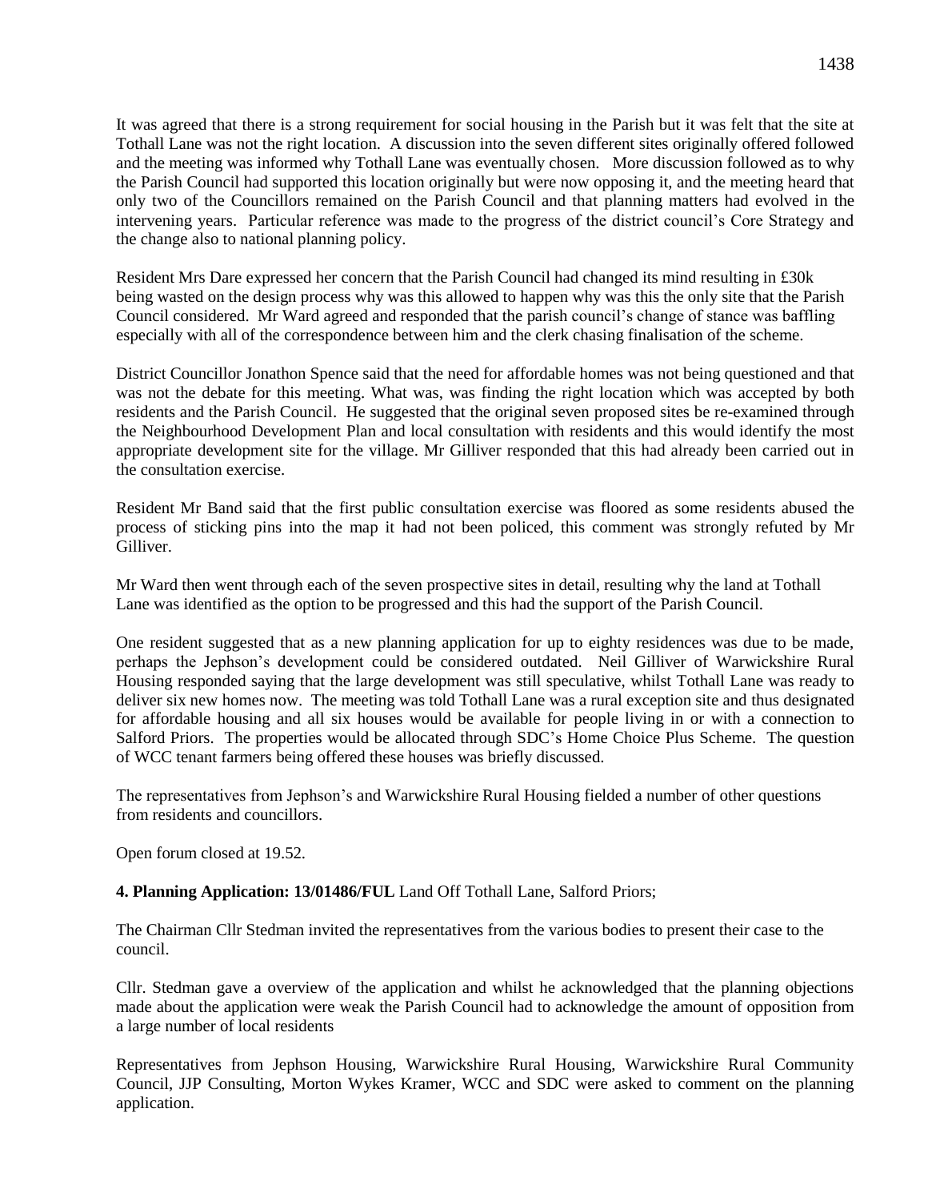It was agreed that there is a strong requirement for social housing in the Parish but it was felt that the site at Tothall Lane was not the right location. A discussion into the seven different sites originally offered followed and the meeting was informed why Tothall Lane was eventually chosen. More discussion followed as to why the Parish Council had supported this location originally but were now opposing it, and the meeting heard that only two of the Councillors remained on the Parish Council and that planning matters had evolved in the intervening years. Particular reference was made to the progress of the district council's Core Strategy and the change also to national planning policy.

Resident Mrs Dare expressed her concern that the Parish Council had changed its mind resulting in £30k being wasted on the design process why was this allowed to happen why was this the only site that the Parish Council considered. Mr Ward agreed and responded that the parish council's change of stance was baffling especially with all of the correspondence between him and the clerk chasing finalisation of the scheme.

District Councillor Jonathon Spence said that the need for affordable homes was not being questioned and that was not the debate for this meeting. What was, was finding the right location which was accepted by both residents and the Parish Council. He suggested that the original seven proposed sites be re-examined through the Neighbourhood Development Plan and local consultation with residents and this would identify the most appropriate development site for the village. Mr Gilliver responded that this had already been carried out in the consultation exercise.

Resident Mr Band said that the first public consultation exercise was floored as some residents abused the process of sticking pins into the map it had not been policed, this comment was strongly refuted by Mr Gilliver.

Mr Ward then went through each of the seven prospective sites in detail, resulting why the land at Tothall Lane was identified as the option to be progressed and this had the support of the Parish Council.

One resident suggested that as a new planning application for up to eighty residences was due to be made, perhaps the Jephson's development could be considered outdated. Neil Gilliver of Warwickshire Rural Housing responded saying that the large development was still speculative, whilst Tothall Lane was ready to deliver six new homes now. The meeting was told Tothall Lane was a rural exception site and thus designated for affordable housing and all six houses would be available for people living in or with a connection to Salford Priors. The properties would be allocated through SDC's Home Choice Plus Scheme. The question of WCC tenant farmers being offered these houses was briefly discussed.

The representatives from Jephson's and Warwickshire Rural Housing fielded a number of other questions from residents and councillors.

Open forum closed at 19.52.

**4. Planning Application: 13/01486/FUL** Land Off Tothall Lane, Salford Priors;

The Chairman Cllr Stedman invited the representatives from the various bodies to present their case to the council.

Cllr. Stedman gave a overview of the application and whilst he acknowledged that the planning objections made about the application were weak the Parish Council had to acknowledge the amount of opposition from a large number of local residents

Representatives from Jephson Housing, Warwickshire Rural Housing, Warwickshire Rural Community Council, JJP Consulting, Morton Wykes Kramer, WCC and SDC were asked to comment on the planning application.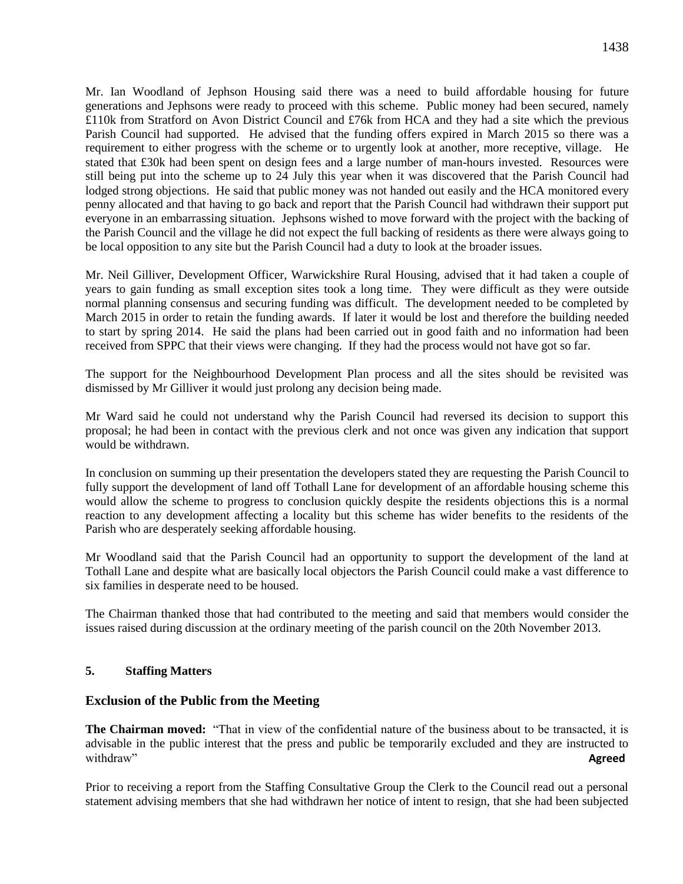Mr. Ian Woodland of Jephson Housing said there was a need to build affordable housing for future generations and Jephsons were ready to proceed with this scheme. Public money had been secured, namely £110k from Stratford on Avon District Council and £76k from HCA and they had a site which the previous Parish Council had supported. He advised that the funding offers expired in March 2015 so there was a requirement to either progress with the scheme or to urgently look at another, more receptive, village. He stated that £30k had been spent on design fees and a large number of man-hours invested. Resources were still being put into the scheme up to 24 July this year when it was discovered that the Parish Council had lodged strong objections. He said that public money was not handed out easily and the HCA monitored every penny allocated and that having to go back and report that the Parish Council had withdrawn their support put everyone in an embarrassing situation. Jephsons wished to move forward with the project with the backing of the Parish Council and the village he did not expect the full backing of residents as there were always going to be local opposition to any site but the Parish Council had a duty to look at the broader issues.

Mr. Neil Gilliver, Development Officer, Warwickshire Rural Housing, advised that it had taken a couple of years to gain funding as small exception sites took a long time. They were difficult as they were outside normal planning consensus and securing funding was difficult. The development needed to be completed by March 2015 in order to retain the funding awards. If later it would be lost and therefore the building needed to start by spring 2014. He said the plans had been carried out in good faith and no information had been received from SPPC that their views were changing. If they had the process would not have got so far.

The support for the Neighbourhood Development Plan process and all the sites should be revisited was dismissed by Mr Gilliver it would just prolong any decision being made.

Mr Ward said he could not understand why the Parish Council had reversed its decision to support this proposal; he had been in contact with the previous clerk and not once was given any indication that support would be withdrawn.

In conclusion on summing up their presentation the developers stated they are requesting the Parish Council to fully support the development of land off Tothall Lane for development of an affordable housing scheme this would allow the scheme to progress to conclusion quickly despite the residents objections this is a normal reaction to any development affecting a locality but this scheme has wider benefits to the residents of the Parish who are desperately seeking affordable housing.

Mr Woodland said that the Parish Council had an opportunity to support the development of the land at Tothall Lane and despite what are basically local objectors the Parish Council could make a vast difference to six families in desperate need to be housed.

The Chairman thanked those that had contributed to the meeting and said that members would consider the issues raised during discussion at the ordinary meeting of the parish council on the 20th November 2013.

### 5. Staffing Matters

## Exclusion of the Public from the Meeting

**The Chairman moved:** "That in view of the confidential nature of the business about to be transacted, it is advisable in the public interest that the press and public be temporarily excluded and they are instructed to withdraw" **Agreed**

Prior to receiving a report from the Staffing Consultative Group the Clerk to the Council read out a personal statement advising members that she had withdrawn her notice of intent to resign, that she had been subjected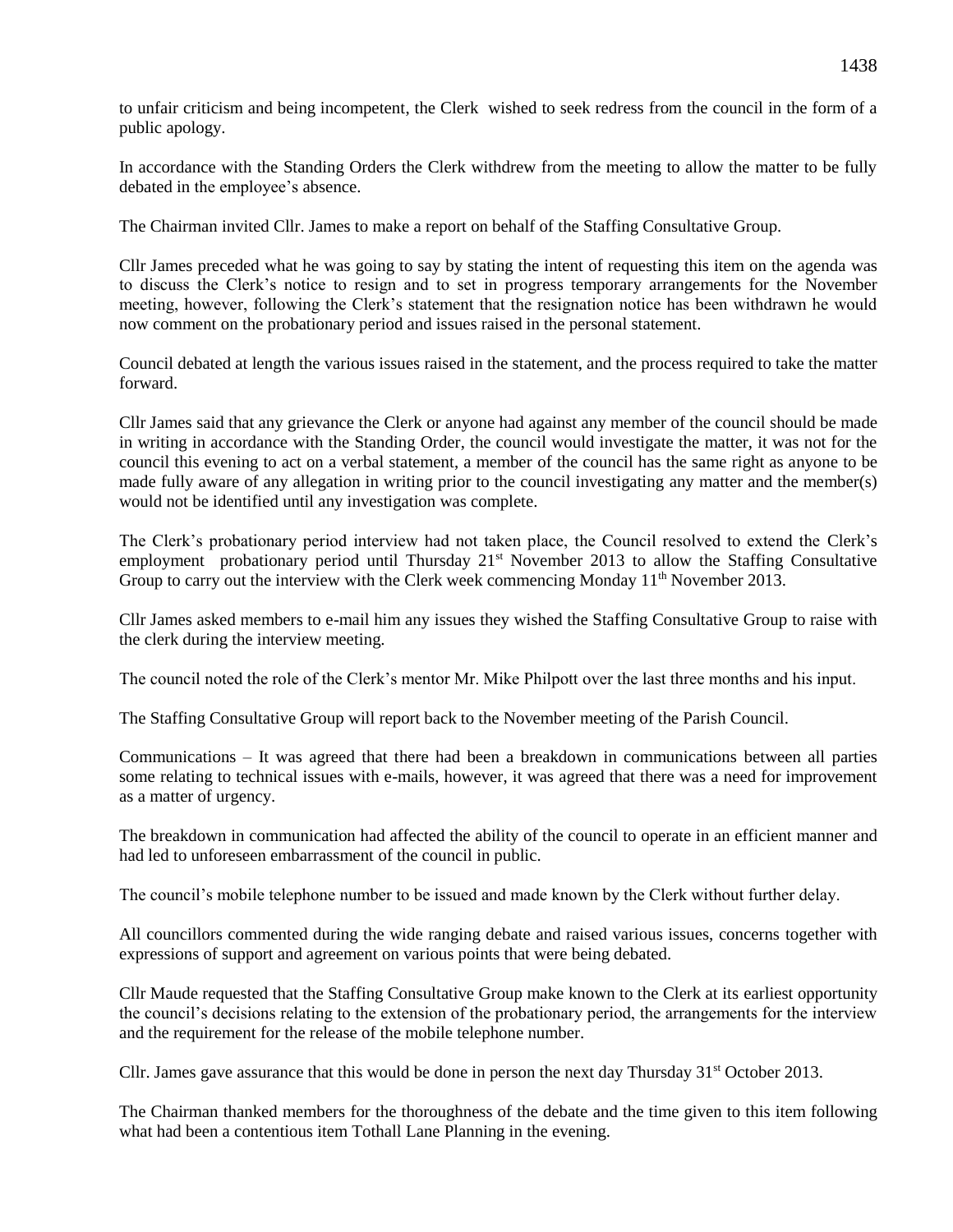to unfair criticism and being incompetent, the Clerk wished to seek redress from the council in the form of a public apology.

In accordance with the Standing Orders the Clerk withdrew from the meeting to allow the matter to be fully debated in the employee's absence.

The Chairman invited Cllr. James to make a report on behalf of the Staffing Consultative Group.

Cllr James preceded what he was going to say by stating the intent of requesting this item on the agenda was to discuss the Clerk's notice to resign and to set in progress temporary arrangements for the November meeting, however, following the Clerk's statement that the resignation notice has been withdrawn he would now comment on the probationary period and issues raised in the personal statement.

Council debated at length the various issues raised in the statement, and the process required to take the matter forward.

Cllr James said that any grievance the Clerk or anyone had against any member of the council should be made in writing in accordance with the Standing Order, the council would investigate the matter, it was not for the council this evening to act on a verbal statement, a member of the council has the same right as anyone to be made fully aware of any allegation in writing prior to the council investigating any matter and the member(s) would not be identified until any investigation was complete.

The Clerk's probationary period interview had not taken place, the Council resolved to extend the Clerk's employment probationary period until Thursday 21st November 2013 to allow the Staffing Consultative Group to carry out the interview with the Clerk week commencing Monday 11th November 2013.

Cllr James asked members to e-mail him any issues they wished the Staffing Consultative Group to raise with the clerk during the interview meeting.

The council noted the role of the Clerk's mentor Mr. Mike Philpott over the last three months and his input.

The Staffing Consultative Group will report back to the November meeting of the Parish Council.

Communications – It was agreed that there had been a breakdown in communications between all parties some relating to technical issues with e-mails, however, it was agreed that there was a need for improvement as a matter of urgency.

The breakdown in communication had affected the ability of the council to operate in an efficient manner and had led to unforeseen embarrassment of the council in public.

The council's mobile telephone number to be issued and made known by the Clerk without further delay.

All councillors commented during the wide ranging debate and raised various issues, concerns together with expressions of support and agreement on various points that were being debated.

Cllr Maude requested that the Staffing Consultative Group make known to the Clerk at its earliest opportunity the council's decisions relating to the extension of the probationary period, the arrangements for the interview and the requirement for the release of the mobile telephone number.

Cllr. James gave assurance that this would be done in person the next day Thursday 31st October 2013.

The Chairman thanked members for the thoroughness of the debate and the time given to this item following what had been a contentious item Tothall Lane Planning in the evening.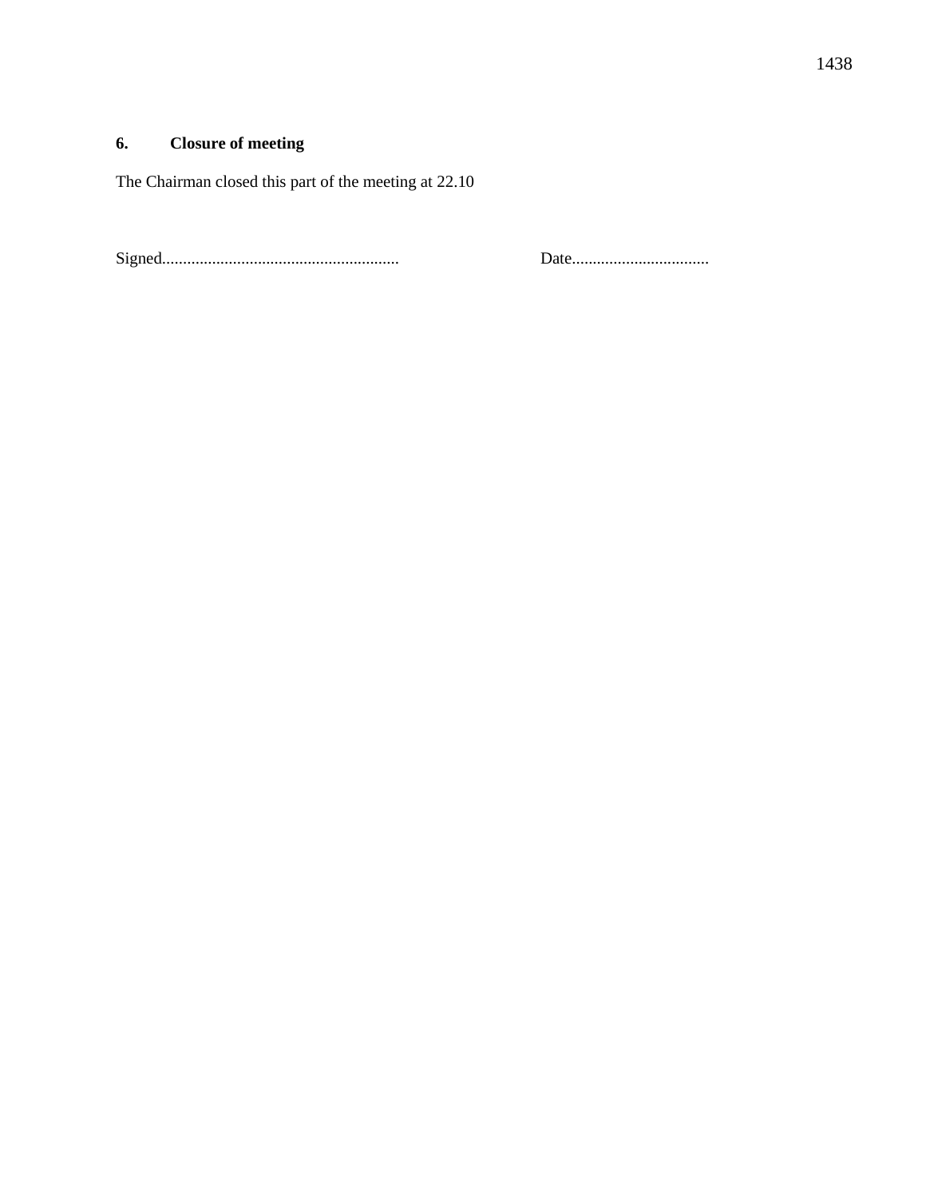**6. Closure of meeting**

The Chairman closed this part of the meeting at 22.10

Signed........................................................ Date.................................